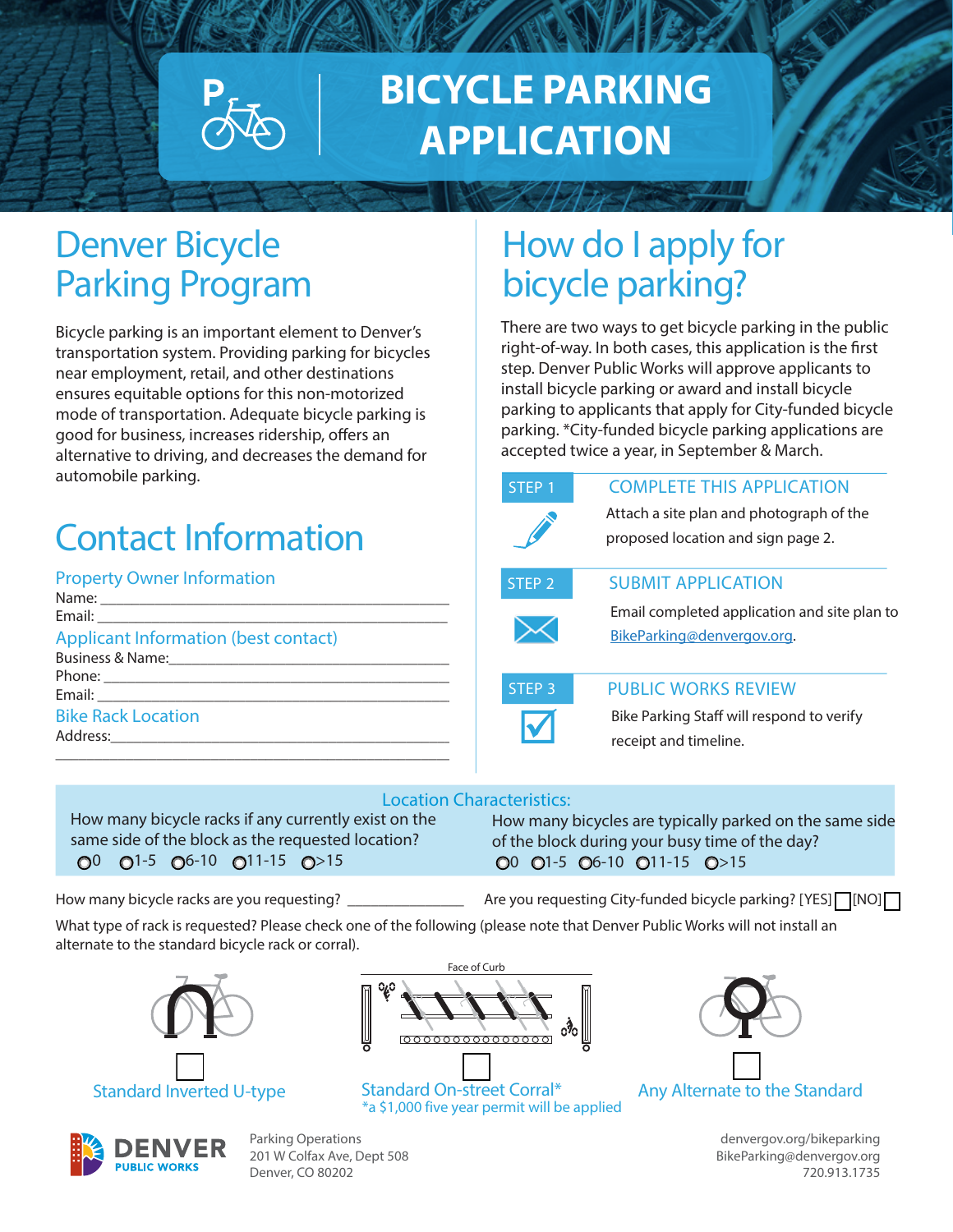# BICYCLE PARKING APPLICATION

## Denver Bicycle Parking Program

Bicycle parking is an important element to Denver's transportation system. Providing parking for bicycles near employment, retail, and other destinations ensures equitable options for this non-motorized mode of transportation. Adequate bicycle parking is good for business, increases ridership, offers an alternative to driving, and decreases the demand for automobile parking.

## Contact Information

### Property Owner Information

Name: ______________________________________________

Email: ______________________________________________

### Applicant Information (best contact)

Business & Name: ______________________________________

Phone: ______________________________________________

Email: ______________________________________________

### Bike Rack Location

Address: _____________________________________________

______________________________________________________

## How do I apply for bicycle parking?

There are two ways to get bicycle parking in the public right-of-way. In both cases, this application is the first step. Denver Public Works will approve applicants to install bicycle parking or award and install bicycle parking to applicants that apply for City-funded bicycle parking. *City-funded bicycle parking applications are accepted twice a year, in September & March.

**STEP 1** — COMPLETE THIS APPLICATION

Attach a site plan and photograph of the proposed location and sign page 2.

**STEP 2** — SUBMIT APPLICATION

Email completed application and site plan to BikeParking@denvergov.org.

**STEP 3** — PUBLIC WORKS REVIEW

Bike Parking Staff will respond to verify receipt and timeline.

### Location Characteristics:

How many bicycle racks if any currently exist on the same side of the block as the requested location?
○0 ○1-5 ○6-10 ○11-15 ○>15

How many bicycles are typically parked on the same side of the block during your busy time of the day?
○0 ○1-5 ○6-10 ○11-15 ○>15

How many bicycle racks are you requesting? _______________

Are you requesting City-funded bicycle parking? [YES] ☐ [NO] ☐

What type of rack is requested? Please check one of the following (please note that Denver Public Works will not install an alternate to the standard bicycle rack or corral).

☐ Standard Inverted U-type

Face of Curb

☐ Standard On-street Corral*
*a $1,000 five year permit will be applied

☐ Any Alternate to the Standard

DENVER PUBLIC WORKS

Parking Operations
201 W Colfax Ave, Dept 508
Denver, CO 80202

denvergov.org/bikeparking
BikeParking@denvergov.org
720.913.1735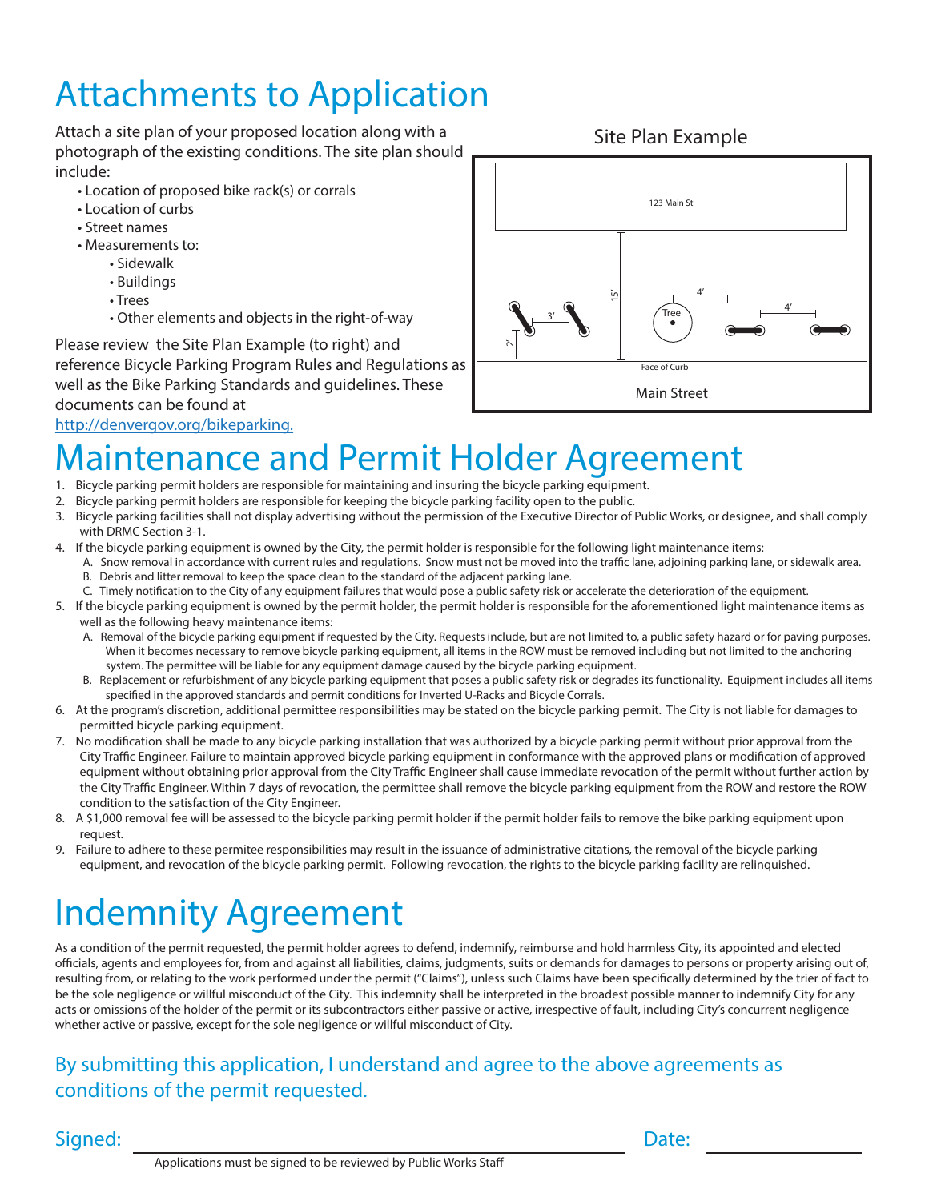# Attachments to Application

Attach a site plan of your proposed location along with a photograph of the existing conditions. The site plan should include:

- Location of proposed bike rack(s) or corrals
- Location of curbs
- Street names
- Measurements to:
  - Sidewalk
  - Buildings
  - Trees
  - Other elements and objects in the right-of-way

Please review the Site Plan Example (to right) and reference Bicycle Parking Program Rules and Regulations as well as the Bike Parking Standards and guidelines. These documents can be found at http://denvergov.org/bikeparking.

Site Plan Example

123 Main St

15'

4'

4'

3'

2'

Tree

Face of Curb

Main Street

# Maintenance and Permit Holder Agreement

1. Bicycle parking permit holders are responsible for maintaining and insuring the bicycle parking equipment.
2. Bicycle parking permit holders are responsible for keeping the bicycle parking facility open to the public.
3. Bicycle parking facilities shall not display advertising without the permission of the Executive Director of Public Works, or designee, and shall comply with DRMC Section 3-1.
4. If the bicycle parking equipment is owned by the City, the permit holder is responsible for the following light maintenance items:
   A. Snow removal in accordance with current rules and regulations. Snow must not be moved into the traffic lane, adjoining parking lane, or sidewalk area.
   B. Debris and litter removal to keep the space clean to the standard of the adjacent parking lane.
   C. Timely notification to the City of any equipment failures that would pose a public safety risk or accelerate the deterioration of the equipment.
5. If the bicycle parking equipment is owned by the permit holder, the permit holder is responsible for the aforementioned light maintenance items as well as the following heavy maintenance items:
   A. Removal of the bicycle parking equipment if requested by the City. Requests include, but are not limited to, a public safety hazard or for paving purposes. When it becomes necessary to remove bicycle parking equipment, all items in the ROW must be removed including but not limited to the anchoring system. The permittee will be liable for any equipment damage caused by the bicycle parking equipment.
   B. Replacement or refurbishment of any bicycle parking equipment that poses a public safety risk or degrades its functionality. Equipment includes all items specified in the approved standards and permit conditions for Inverted U-Racks and Bicycle Corrals.
6. At the program's discretion, additional permittee responsibilities may be stated on the bicycle parking permit. The City is not liable for damages to permitted bicycle parking equipment.
7. No modification shall be made to any bicycle parking installation that was authorized by a bicycle parking permit without prior approval from the City Traffic Engineer. Failure to maintain approved bicycle parking equipment in conformance with the approved plans or modification of approved equipment without obtaining prior approval from the City Traffic Engineer shall cause immediate revocation of the permit without further action by the City Traffic Engineer. Within 7 days of revocation, the permittee shall remove the bicycle parking equipment from the ROW and restore the ROW condition to the satisfaction of the City Engineer.
8. A $1,000 removal fee will be assessed to the bicycle parking permit holder if the permit holder fails to remove the bike parking equipment upon request.
9. Failure to adhere to these permitee responsibilities may result in the issuance of administrative citations, the removal of the bicycle parking equipment, and revocation of the bicycle parking permit. Following revocation, the rights to the bicycle parking facility are relinquished.

# Indemnity Agreement

As a condition of the permit requested, the permit holder agrees to defend, indemnify, reimburse and hold harmless City, its appointed and elected officials, agents and employees for, from and against all liabilities, claims, judgments, suits or demands for damages to persons or property arising out of, resulting from, or relating to the work performed under the permit ("Claims"), unless such Claims have been specifically determined by the trier of fact to be the sole negligence or willful misconduct of the City. This indemnity shall be interpreted in the broadest possible manner to indemnify City for any acts or omissions of the holder of the permit or its subcontractors either passive or active, irrespective of fault, including City's concurrent negligence whether active or passive, except for the sole negligence or willful misconduct of City.

## By submitting this application, I understand and agree to the above agreements as conditions of the permit requested.

Signed: ______________________ Date: __________

Applications must be signed to be reviewed by Public Works Staff